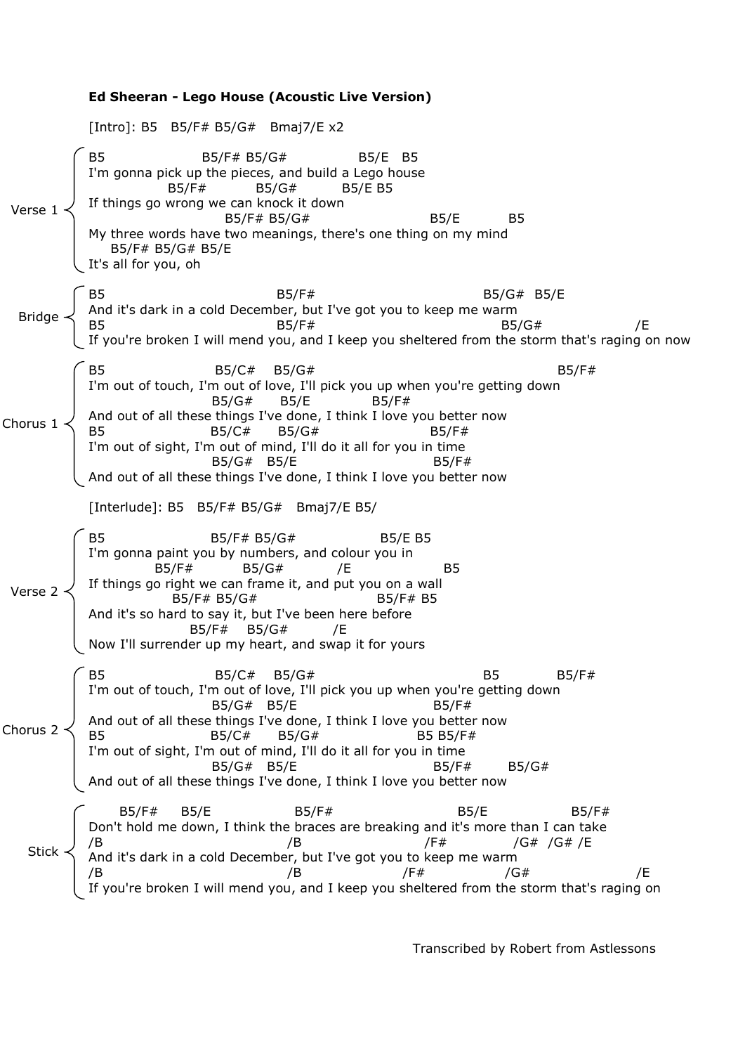**Ed Sheeran - Lego House (Acoustic Live Version)**

[Intro]: B5   B5/F# B5/G#   Bmaj7/E x2

Verse 1

```
B5                  B5/F# B5/G#             B5/E   B5
I'm gonna pick up the pieces, and build a Lego house
              B5/F#          B5/G#          B5/E B5
If things go wrong we can knock it down
                        B5/F# B5/G#                     B5/E          B5
My three words have two meanings, there's one thing on my mind
     B5/F# B5/G# B5/E
It's all for you, oh
```

Bridge

```
B5                               B5/F#                                B5/G#  B5/E
And it's dark in a cold December, but I've got you to keep me warm
B5                               B5/F#                                   B5/G#                   /E
If you're broken I will mend you, and I keep you sheltered from the storm that's raging on now
```

Chorus 1

```
B5                     B5/C#    B5/G#                                              B5/F#
I'm out of touch, I'm out of love, I'll pick you up when you're getting down
                      B5/G#       B5/E         B5/F#
And out of all these things I've done, I think I love you better now
B5                    B5/C#      B5/G#                    B5/F#
I'm out of sight, I'm out of mind, I'll do it all for you in time
                      B5/G#   B5/E                        B5/F#
And out of all these things I've done, I think I love you better now
```

[Interlude]: B5   B5/F# B5/G#   Bmaj7/E B5/

Verse 2

```
B5                     B5/F# B5/G#                  B5/E B5
I'm gonna paint you by numbers, and colour you in
            B5/F#          B5/G#           /E                  B5
If things go right we can frame it, and put you on a wall
                B5/F# B5/G#                       B5/F# B5
And it's so hard to say it, but I've been here before
                  B5/F#    B5/G#         /E
Now I'll surrender up my heart, and swap it for yours
```

Chorus 2

```
B5                     B5/C#    B5/G#                                  B5           B5/F#
I'm out of touch, I'm out of love, I'll pick you up when you're getting down
                      B5/G#   B5/E                        B5/F#
And out of all these things I've done, I think I love you better now
B5                    B5/C#      B5/G#                  B5 B5/F#
I'm out of sight, I'm out of mind, I'll do it all for you in time
                      B5/G#   B5/E                        B5/F#       B5/G#
And out of all these things I've done, I think I love you better now
```

Stick

```
      B5/F#     B5/E                 B5/F#                          B5/E                B5/F#
Don't hold me down, I think the braces are breaking and it's more than I can take
/B                                /B                        /F#             /G#  /G# /E
And it's dark in a cold December, but I've got you to keep me warm
/B                                /B                    /F#                /G#                      /E
If you're broken I will mend you, and I keep you sheltered from the storm that's raging on
```

Transcribed by Robert from Astlessons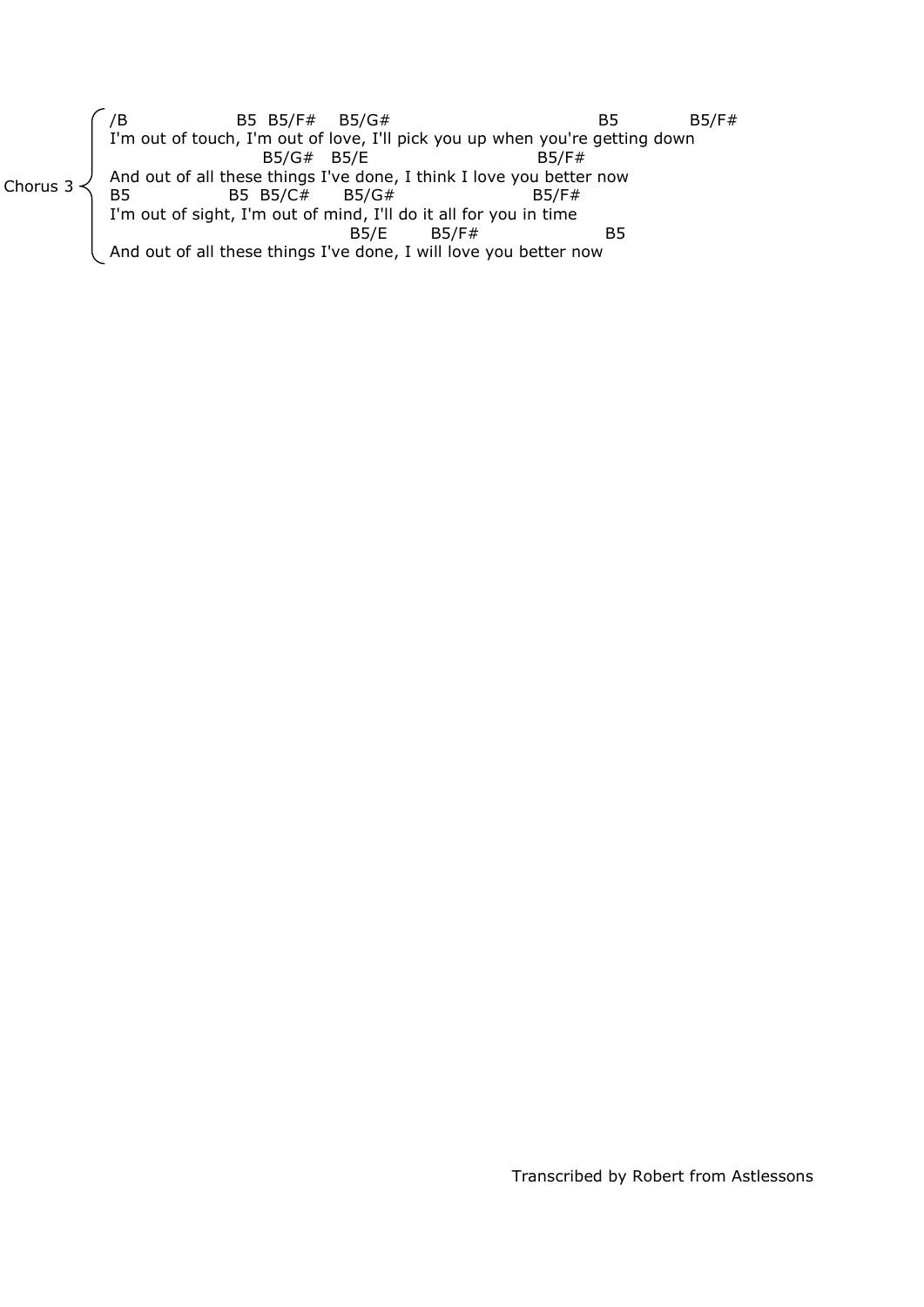Chorus 3

```
/B                 B5  B5/F#    B5/G#                              B5           B5/F#
I'm out of touch, I'm out of love, I'll pick you up when you're getting down
                      B5/G#   B5/E                          B5/F#
And out of all these things I've done, I think I love you better now
B5               B5  B5/C#      B5/G#                       B5/F#
I'm out of sight, I'm out of mind, I'll do it all for you in time
                                   B5/E       B5/F#                      B5
And out of all these things I've done, I will love you better now
```

Transcribed by Robert from Astlessons